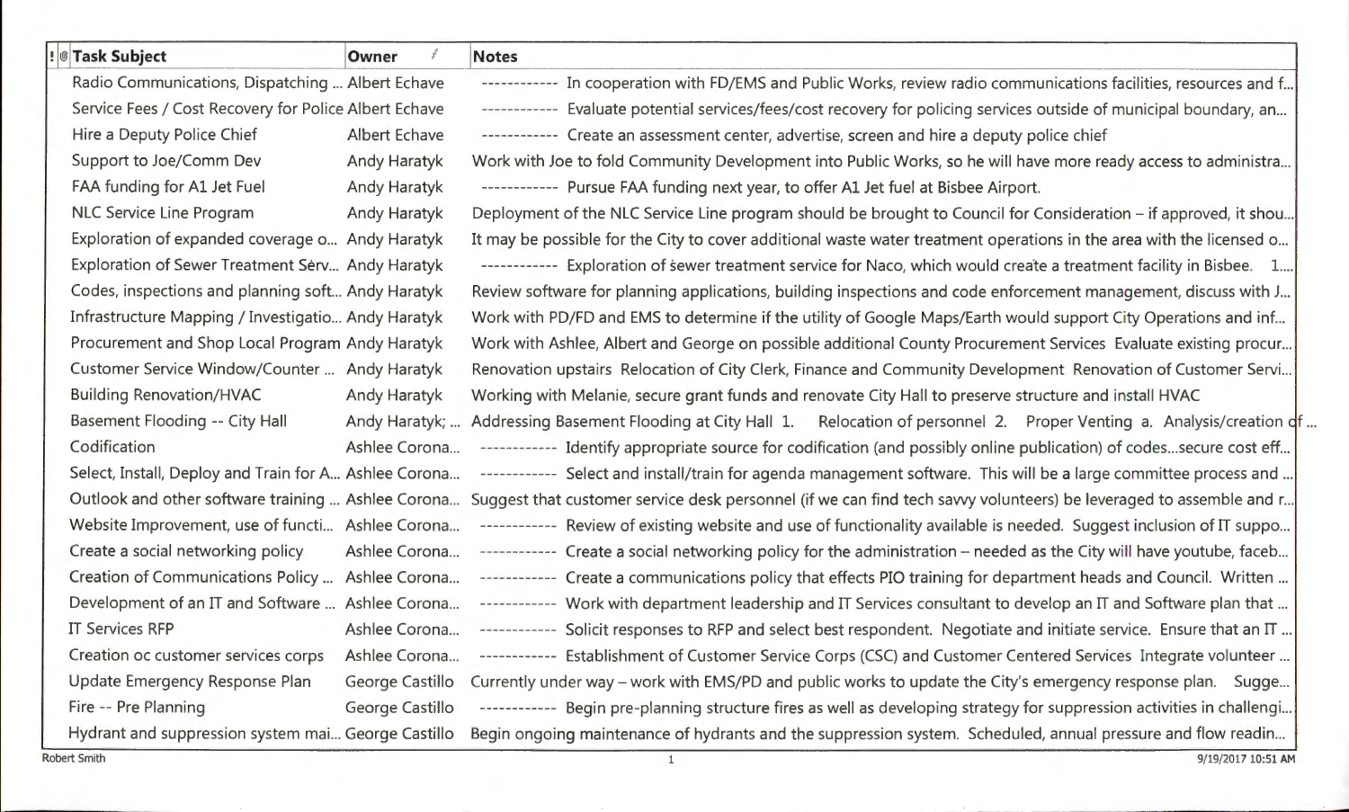| ! | @ | Task Subject | Owner | Notes |
|---|---|---|---|---|
| | | Radio Communications, Dispatching ... | Albert Echave | ----------- In cooperation with FD/EMS and Public Works, review radio communications facilities, resources and f... |
| | | Service Fees / Cost Recovery for Police | Albert Echave | ----------- Evaluate potential services/fees/cost recovery for policing services outside of municipal boundary, an... |
| | | Hire a Deputy Police Chief | Albert Echave | ----------- Create an assessment center, advertise, screen and hire a deputy police chief |
| | | Support to Joe/Comm Dev | Andy Haratyk | Work with Joe to fold Community Development into Public Works, so he will have more ready access to administra... |
| | | FAA funding for A1 Jet Fuel | Andy Haratyk | ----------- Pursue FAA funding next year, to offer A1 Jet fuel at Bisbee Airport. |
| | | NLC Service Line Program | Andy Haratyk | Deployment of the NLC Service Line program should be brought to Council for Consideration – if approved, it shou... |
| | | Exploration of expanded coverage o... | Andy Haratyk | It may be possible for the City to cover additional waste water treatment operations in the area with the licensed o... |
| | | Exploration of Sewer Treatment Serv... | Andy Haratyk | ----------- Exploration of sewer treatment service for Naco, which would create a treatment facility in Bisbee. 1.... |
| | | Codes, inspections and planning soft... | Andy Haratyk | Review software for planning applications, building inspections and code enforcement management, discuss with J... |
| | | Infrastructure Mapping / Investigatio... | Andy Haratyk | Work with PD/FD and EMS to determine if the utility of Google Maps/Earth would support City Operations and inf... |
| | | Procurement and Shop Local Program | Andy Haratyk | Work with Ashlee, Albert and George on possible additional County Procurement Services Evaluate existing procur... |
| | | Customer Service Window/Counter ... | Andy Haratyk | Renovation upstairs Relocation of City Clerk, Finance and Community Development Renovation of Customer Servi... |
| | | Building Renovation/HVAC | Andy Haratyk | Working with Melanie, secure grant funds and renovate City Hall to preserve structure and install HVAC |
| | | Basement Flooding -- City Hall | Andy Haratyk; ... | Addressing Basement Flooding at City Hall 1. Relocation of personnel 2. Proper Venting a. Analysis/creation of ... |
| | | Codification | Ashlee Corona... | ----------- Identify appropriate source for codification (and possibly online publication) of codes...secure cost eff... |
| | | Select, Install, Deploy and Train for A... | Ashlee Corona... | ----------- Select and install/train for agenda management software. This will be a large committee process and ... |
| | | Outlook and other software training ... | Ashlee Corona... | Suggest that customer service desk personnel (if we can find tech savvy volunteers) be leveraged to assemble and r... |
| | | Website Improvement, use of functi... | Ashlee Corona... | ----------- Review of existing website and use of functionality available is needed. Suggest inclusion of IT suppo... |
| | | Create a social networking policy | Ashlee Corona... | ----------- Create a social networking policy for the administration – needed as the City will have youtube, faceb... |
| | | Creation of Communications Policy ... | Ashlee Corona... | ----------- Create a communications policy that effects PIO training for department heads and Council. Written ... |
| | | Development of an IT and Software ... | Ashlee Corona... | ----------- Work with department leadership and IT Services consultant to develop an IT and Software plan that ... |
| | | IT Services RFP | Ashlee Corona... | ----------- Solicit responses to RFP and select best respondent. Negotiate and initiate service. Ensure that an IT ... |
| | | Creation oc customer services corps | Ashlee Corona... | ----------- Establishment of Customer Service Corps (CSC) and Customer Centered Services Integrate volunteer ... |
| | | Update Emergency Response Plan | George Castillo | Currently under way – work with EMS/PD and public works to update the City's emergency response plan. Sugge... |
| | | Fire -- Pre Planning | George Castillo | ----------- Begin pre-planning structure fires as well as developing strategy for suppression activities in challengi... |
| | | Hydrant and suppression system mai... | George Castillo | Begin ongoing maintenance of hydrants and the suppression system. Scheduled, annual pressure and flow readin... |

Robert Smith 9/19/2017 10:51 AM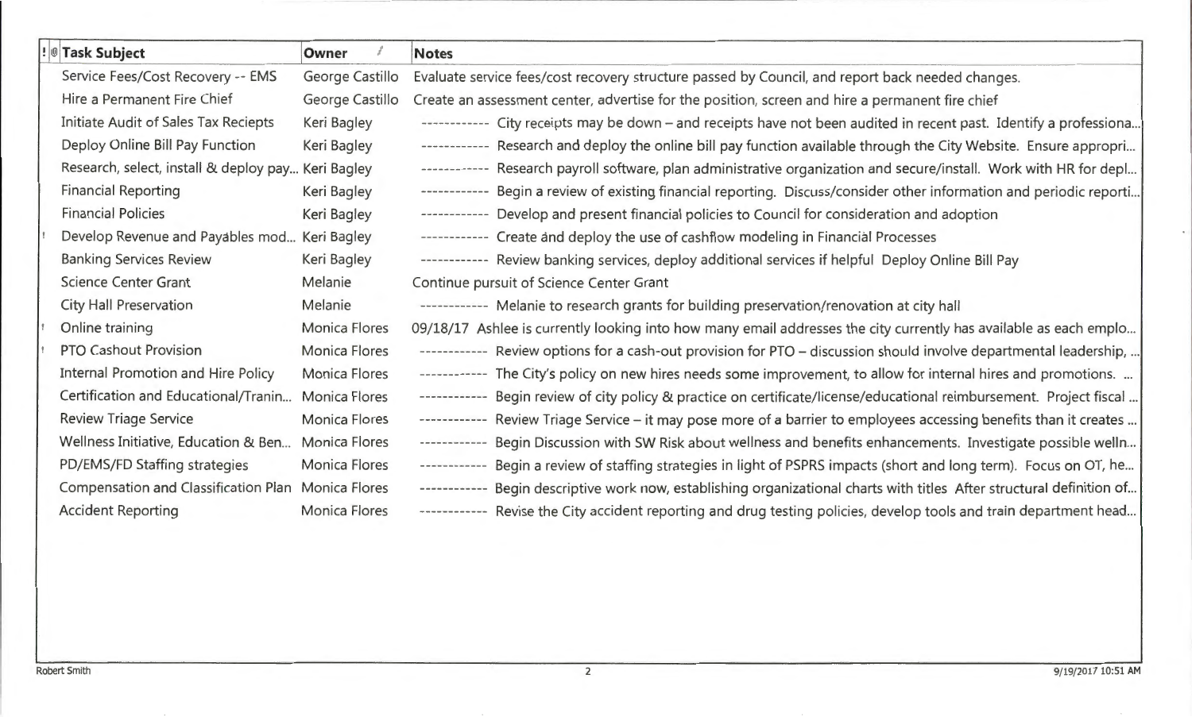| ! | @ | Task Subject | Owner | Notes |
|---|---|---|---|---|
| | | Service Fees/Cost Recovery -- EMS | George Castillo | Evaluate service fees/cost recovery structure passed by Council, and report back needed changes. |
| | | Hire a Permanent Fire Chief | George Castillo | Create an assessment center, advertise for the position, screen and hire a permanent fire chief |
| | | Initiate Audit of Sales Tax Reciepts | Keri Bagley | ------------ City receipts may be down – and receipts have not been audited in recent past. Identify a professiona... |
| | | Deploy Online Bill Pay Function | Keri Bagley | ------------ Research and deploy the online bill pay function available through the City Website. Ensure appropri... |
| | | Research, select, install & deploy pay... | Keri Bagley | ------------ Research payroll software, plan administrative organization and secure/install. Work with HR for depl... |
| | | Financial Reporting | Keri Bagley | ------------ Begin a review of existing financial reporting. Discuss/consider other information and periodic reporti... |
| | | Financial Policies | Keri Bagley | ------------ Develop and present financial policies to Council for consideration and adoption |
| ! | | Develop Revenue and Payables mod... | Keri Bagley | ------------ Create and deploy the use of cashflow modeling in Financial Processes |
| | | Banking Services Review | Keri Bagley | ------------ Review banking services, deploy additional services if helpful Deploy Online Bill Pay |
| | | Science Center Grant | Melanie | Continue pursuit of Science Center Grant |
| | | City Hall Preservation | Melanie | ------------ Melanie to research grants for building preservation/renovation at city hall |
| ! | | Online training | Monica Flores | 09/18/17 Ashlee is currently looking into how many email addresses the city currently has available as each emplo... |
| ! | | PTO Cashout Provision | Monica Flores | ------------ Review options for a cash-out provision for PTO – discussion should involve departmental leadership, ... |
| | | Internal Promotion and Hire Policy | Monica Flores | ------------ The City's policy on new hires needs some improvement, to allow for internal hires and promotions. ... |
| | | Certification and Educational/Tranin... | Monica Flores | ------------ Begin review of city policy & practice on certificate/license/educational reimbursement. Project fiscal ... |
| | | Review Triage Service | Monica Flores | ------------ Review Triage Service – it may pose more of a barrier to employees accessing benefits than it creates ... |
| | | Wellness Initiative, Education & Ben... | Monica Flores | ------------ Begin Discussion with SW Risk about wellness and benefits enhancements. Investigate possible welln... |
| | | PD/EMS/FD Staffing strategies | Monica Flores | ------------ Begin a review of staffing strategies in light of PSPRS impacts (short and long term). Focus on OT, he... |
| | | Compensation and Classification Plan | Monica Flores | ------------ Begin descriptive work now, establishing organizational charts with titles After structural definition of... |
| | | Accident Reporting | Monica Flores | ------------ Revise the City accident reporting and drug testing policies, develop tools and train department head... |

Robert Smith 9/19/2017 10:51 AM